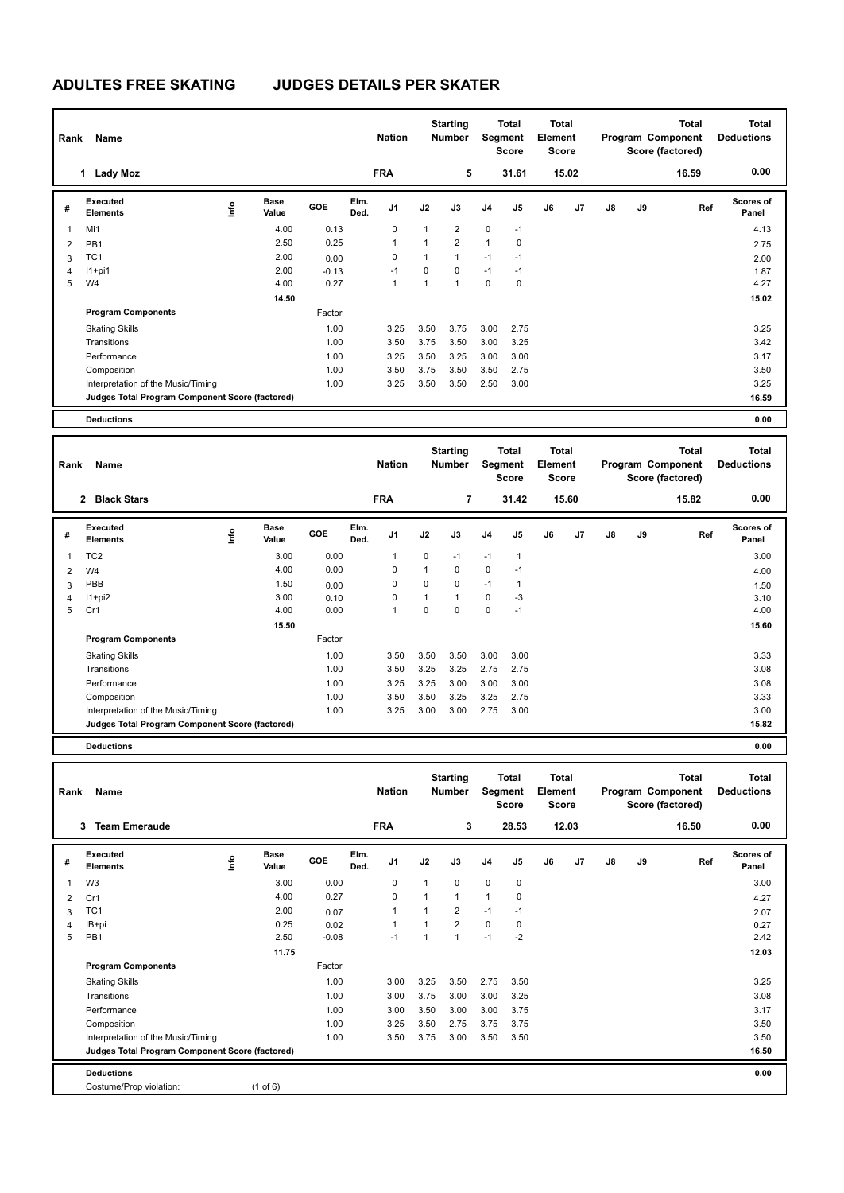# ADULTES FREE SKATING JUDGES DETAILS PER SKATER

| Rank | Name | Nation | Starting Number | Total Segment Score | Total Element Score | Total Program Component Score (factored) | Total Deductions |
|---|---|---|---|---|---|---|---|
| 1 | Lady Moz | FRA | 5 | 31.61 | 15.02 | 16.59 | 0.00 |

| # | Executed Elements | Info | Base Value | GOE | Elm. Ded. | J1 | J2 | J3 | J4 | J5 | J6 | J7 | J8 | J9 | Ref | Scores of Panel |
|---|---|---|---|---|---|---|---|---|---|---|---|---|---|---|---|---|
| 1 | Mi1 | | 4.00 | 0.13 | | 0 | 1 | 2 | 0 | -1 | | | | | | 4.13 |
| 2 | PB1 | | 2.50 | 0.25 | | 1 | 1 | 2 | 1 | 0 | | | | | | 2.75 |
| 3 | TC1 | | 2.00 | 0.00 | | 0 | 1 | 1 | -1 | -1 | | | | | | 2.00 |
| 4 | I1+pi1 | | 2.00 | -0.13 | | -1 | 0 | 0 | -1 | -1 | | | | | | 1.87 |
| 5 | W4 | | 4.00 | 0.27 | | 1 | 1 | 1 | 0 | 0 | | | | | | 4.27 |
| | | | 14.50 | | | | | | | | | | | | | 15.02 |

| Program Components | Factor | J1 | J2 | J3 | J4 | J5 | J6 | J7 | J8 | J9 | Scores of Panel |
|---|---|---|---|---|---|---|---|---|---|---|---|
| Skating Skills | 1.00 | 3.25 | 3.50 | 3.75 | 3.00 | 2.75 | | | | | 3.25 |
| Transitions | 1.00 | 3.50 | 3.75 | 3.50 | 3.00 | 3.25 | | | | | 3.42 |
| Performance | 1.00 | 3.25 | 3.50 | 3.25 | 3.00 | 3.00 | | | | | 3.17 |
| Composition | 1.00 | 3.50 | 3.75 | 3.50 | 3.50 | 2.75 | | | | | 3.50 |
| Interpretation of the Music/Timing | 1.00 | 3.25 | 3.50 | 3.50 | 2.50 | 3.00 | | | | | 3.25 |
| Judges Total Program Component Score (factored) | | | | | | | | | | | 16.59 |

**Deductions** 0.00

| Rank | Name | Nation | Starting Number | Total Segment Score | Total Element Score | Total Program Component Score (factored) | Total Deductions |
|---|---|---|---|---|---|---|---|
| 2 | Black Stars | FRA | 7 | 31.42 | 15.60 | 15.82 | 0.00 |

| # | Executed Elements | Info | Base Value | GOE | Elm. Ded. | J1 | J2 | J3 | J4 | J5 | J6 | J7 | J8 | J9 | Ref | Scores of Panel |
|---|---|---|---|---|---|---|---|---|---|---|---|---|---|---|---|---|
| 1 | TC2 | | 3.00 | 0.00 | | 1 | 0 | -1 | -1 | 1 | | | | | | 3.00 |
| 2 | W4 | | 4.00 | 0.00 | | 0 | 1 | 0 | 0 | -1 | | | | | | 4.00 |
| 3 | PBB | | 1.50 | 0.00 | | 0 | 0 | 0 | -1 | 1 | | | | | | 1.50 |
| 4 | I1+pi2 | | 3.00 | 0.10 | | 0 | 1 | 1 | 0 | -3 | | | | | | 3.10 |
| 5 | Cr1 | | 4.00 | 0.00 | | 1 | 0 | 0 | 0 | -1 | | | | | | 4.00 |
| | | | 15.50 | | | | | | | | | | | | | 15.60 |

| Program Components | Factor | J1 | J2 | J3 | J4 | J5 | J6 | J7 | J8 | J9 | Scores of Panel |
|---|---|---|---|---|---|---|---|---|---|---|---|
| Skating Skills | 1.00 | 3.50 | 3.50 | 3.50 | 3.00 | 3.00 | | | | | 3.33 |
| Transitions | 1.00 | 3.50 | 3.25 | 3.25 | 2.75 | 2.75 | | | | | 3.08 |
| Performance | 1.00 | 3.25 | 3.25 | 3.00 | 3.00 | 3.00 | | | | | 3.08 |
| Composition | 1.00 | 3.50 | 3.50 | 3.25 | 3.25 | 2.75 | | | | | 3.33 |
| Interpretation of the Music/Timing | 1.00 | 3.25 | 3.00 | 3.00 | 2.75 | 3.00 | | | | | 3.00 |
| Judges Total Program Component Score (factored) | | | | | | | | | | | 15.82 |

**Deductions** 0.00

| Rank | Name | Nation | Starting Number | Total Segment Score | Total Element Score | Total Program Component Score (factored) | Total Deductions |
|---|---|---|---|---|---|---|---|
| 3 | Team Emeraude | FRA | 3 | 28.53 | 12.03 | 16.50 | 0.00 |

| # | Executed Elements | Info | Base Value | GOE | Elm. Ded. | J1 | J2 | J3 | J4 | J5 | J6 | J7 | J8 | J9 | Ref | Scores of Panel |
|---|---|---|---|---|---|---|---|---|---|---|---|---|---|---|---|---|
| 1 | W3 | | 3.00 | 0.00 | | 0 | 1 | 0 | 0 | 0 | | | | | | 3.00 |
| 2 | Cr1 | | 4.00 | 0.27 | | 0 | 1 | 1 | 1 | 0 | | | | | | 4.27 |
| 3 | TC1 | | 2.00 | 0.07 | | 1 | 1 | 2 | -1 | -1 | | | | | | 2.07 |
| 4 | IB+pi | | 0.25 | 0.02 | | 1 | 1 | 2 | 0 | 0 | | | | | | 0.27 |
| 5 | PB1 | | 2.50 | -0.08 | | -1 | 1 | 1 | -1 | -2 | | | | | | 2.42 |
| | | | 11.75 | | | | | | | | | | | | | 12.03 |

| Program Components | Factor | J1 | J2 | J3 | J4 | J5 | J6 | J7 | J8 | J9 | Scores of Panel |
|---|---|---|---|---|---|---|---|---|---|---|---|
| Skating Skills | 1.00 | 3.00 | 3.25 | 3.50 | 2.75 | 3.50 | | | | | 3.25 |
| Transitions | 1.00 | 3.00 | 3.75 | 3.00 | 3.00 | 3.25 | | | | | 3.08 |
| Performance | 1.00 | 3.00 | 3.50 | 3.00 | 3.00 | 3.75 | | | | | 3.17 |
| Composition | 1.00 | 3.25 | 3.50 | 2.75 | 3.75 | 3.75 | | | | | 3.50 |
| Interpretation of the Music/Timing | 1.00 | 3.50 | 3.75 | 3.00 | 3.50 | 3.50 | | | | | 3.50 |
| Judges Total Program Component Score (factored) | | | | | | | | | | | 16.50 |

**Deductions** 0.00

Costume/Prop violation: (1 of 6)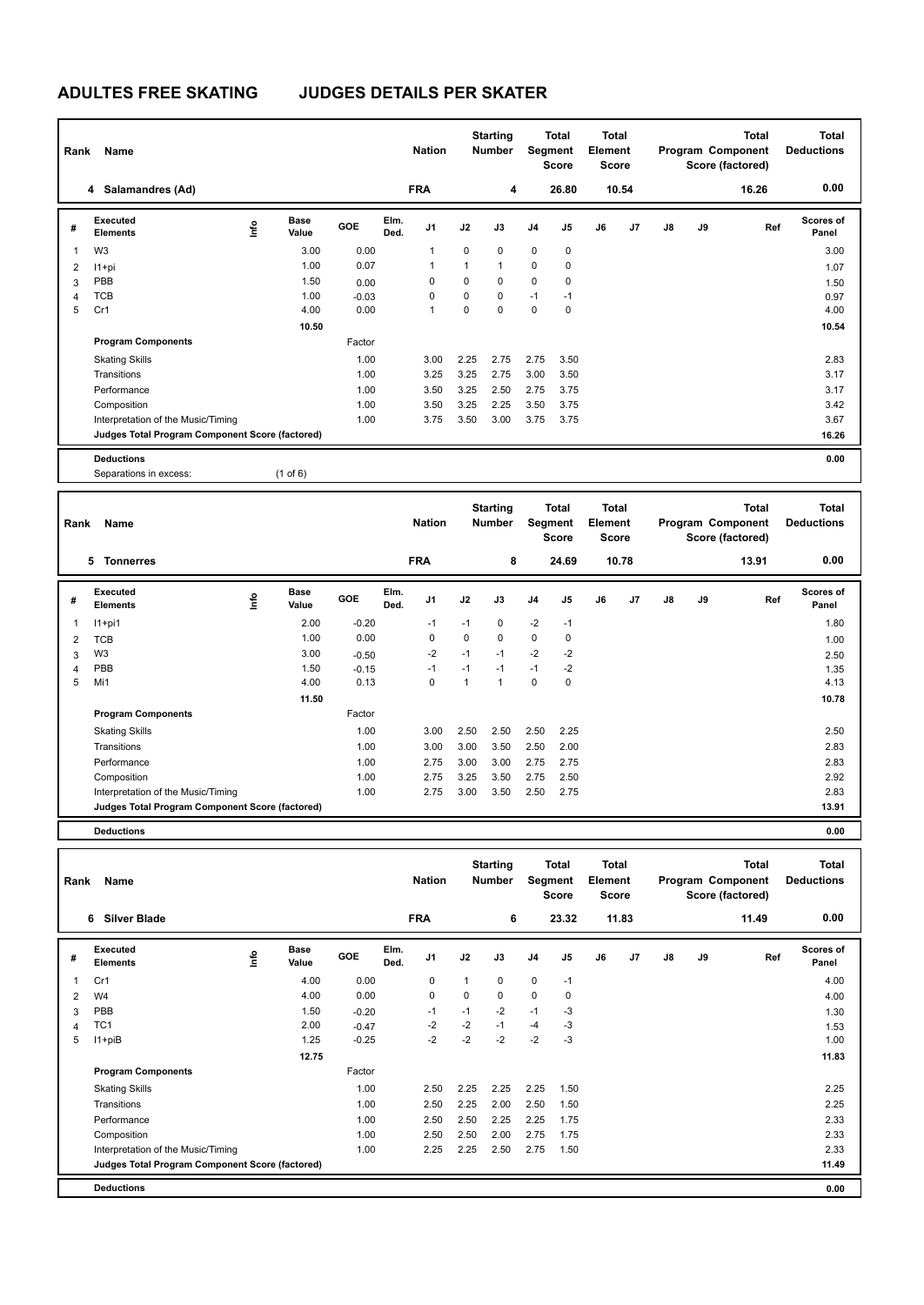# ADULTES FREE SKATING JUDGES DETAILS PER SKATER

| Rank | Name | Nation | Starting Number | Total Segment Score | Total Element Score | Total Program Component Score (factored) | Total Deductions |
|---|---|---|---|---|---|---|---|
| 4 | Salamandres (Ad) | FRA | 4 | 26.80 | 10.54 | 16.26 | 0.00 |

| # | Executed Elements | Info | Base Value | GOE | Elm. Ded. | J1 | J2 | J3 | J4 | J5 | J6 | J7 | J8 | J9 | Ref | Scores of Panel |
|---|---|---|---|---|---|---|---|---|---|---|---|---|---|---|---|---|
| 1 | W3 | | 3.00 | 0.00 | | 1 | 0 | 0 | 0 | 0 | | | | | | 3.00 |
| 2 | I1+pi | | 1.00 | 0.07 | | 1 | 1 | 1 | 0 | 0 | | | | | | 1.07 |
| 3 | PBB | | 1.50 | 0.00 | | 0 | 0 | 0 | 0 | 0 | | | | | | 1.50 |
| 4 | TCB | | 1.00 | -0.03 | | 0 | 0 | 0 | -1 | -1 | | | | | | 0.97 |
| 5 | Cr1 | | 4.00 | 0.00 | | 1 | 0 | 0 | 0 | 0 | | | | | | 4.00 |
| | | | 10.50 | | | | | | | | | | | | | 10.54 |

| Program Components | Factor | J1 | J2 | J3 | J4 | J5 | J6 | J7 | J8 | J9 | Scores of Panel |
|---|---|---|---|---|---|---|---|---|---|---|---|
| Skating Skills | 1.00 | 3.00 | 2.25 | 2.75 | 2.75 | 3.50 | | | | | 2.83 |
| Transitions | 1.00 | 3.25 | 3.25 | 2.75 | 3.00 | 3.50 | | | | | 3.17 |
| Performance | 1.00 | 3.50 | 3.25 | 2.50 | 2.75 | 3.75 | | | | | 3.17 |
| Composition | 1.00 | 3.50 | 3.25 | 2.25 | 3.50 | 3.75 | | | | | 3.42 |
| Interpretation of the Music/Timing | 1.00 | 3.75 | 3.50 | 3.00 | 3.75 | 3.75 | | | | | 3.67 |
| Judges Total Program Component Score (factored) | | | | | | | | | | | 16.26 |

**Deductions** 0.00

Separations in excess: (1 of 6)

| Rank | Name | Nation | Starting Number | Total Segment Score | Total Element Score | Total Program Component Score (factored) | Total Deductions |
|---|---|---|---|---|---|---|---|
| 5 | Tonnerres | FRA | 8 | 24.69 | 10.78 | 13.91 | 0.00 |

| # | Executed Elements | Info | Base Value | GOE | Elm. Ded. | J1 | J2 | J3 | J4 | J5 | J6 | J7 | J8 | J9 | Ref | Scores of Panel |
|---|---|---|---|---|---|---|---|---|---|---|---|---|---|---|---|---|
| 1 | I1+pi1 | | 2.00 | -0.20 | | -1 | -1 | 0 | -2 | -1 | | | | | | 1.80 |
| 2 | TCB | | 1.00 | 0.00 | | 0 | 0 | 0 | 0 | 0 | | | | | | 1.00 |
| 3 | W3 | | 3.00 | -0.50 | | -2 | -1 | -1 | -2 | -2 | | | | | | 2.50 |
| 4 | PBB | | 1.50 | -0.15 | | -1 | -1 | -1 | -1 | -2 | | | | | | 1.35 |
| 5 | Mi1 | | 4.00 | 0.13 | | 0 | 1 | 1 | 0 | 0 | | | | | | 4.13 |
| | | | 11.50 | | | | | | | | | | | | | 10.78 |

| Program Components | Factor | J1 | J2 | J3 | J4 | J5 | J6 | J7 | J8 | J9 | Scores of Panel |
|---|---|---|---|---|---|---|---|---|---|---|---|
| Skating Skills | 1.00 | 3.00 | 2.50 | 2.50 | 2.50 | 2.25 | | | | | 2.50 |
| Transitions | 1.00 | 3.00 | 3.00 | 3.50 | 2.50 | 2.00 | | | | | 2.83 |
| Performance | 1.00 | 2.75 | 3.00 | 3.00 | 2.75 | 2.75 | | | | | 2.83 |
| Composition | 1.00 | 2.75 | 3.25 | 3.50 | 2.75 | 2.50 | | | | | 2.92 |
| Interpretation of the Music/Timing | 1.00 | 2.75 | 3.00 | 3.50 | 2.50 | 2.75 | | | | | 2.83 |
| Judges Total Program Component Score (factored) | | | | | | | | | | | 13.91 |

**Deductions** 0.00

| Rank | Name | Nation | Starting Number | Total Segment Score | Total Element Score | Total Program Component Score (factored) | Total Deductions |
|---|---|---|---|---|---|---|---|
| 6 | Silver Blade | FRA | 6 | 23.32 | 11.83 | 11.49 | 0.00 |

| # | Executed Elements | Info | Base Value | GOE | Elm. Ded. | J1 | J2 | J3 | J4 | J5 | J6 | J7 | J8 | J9 | Ref | Scores of Panel |
|---|---|---|---|---|---|---|---|---|---|---|---|---|---|---|---|---|
| 1 | Cr1 | | 4.00 | 0.00 | | 0 | 1 | 0 | 0 | -1 | | | | | | 4.00 |
| 2 | W4 | | 4.00 | 0.00 | | 0 | 0 | 0 | 0 | 0 | | | | | | 4.00 |
| 3 | PBB | | 1.50 | -0.20 | | -1 | -1 | -2 | -1 | -3 | | | | | | 1.30 |
| 4 | TC1 | | 2.00 | -0.47 | | -2 | -2 | -1 | -4 | -3 | | | | | | 1.53 |
| 5 | I1+piB | | 1.25 | -0.25 | | -2 | -2 | -2 | -2 | -3 | | | | | | 1.00 |
| | | | 12.75 | | | | | | | | | | | | | 11.83 |

| Program Components | Factor | J1 | J2 | J3 | J4 | J5 | J6 | J7 | J8 | J9 | Scores of Panel |
|---|---|---|---|---|---|---|---|---|---|---|---|
| Skating Skills | 1.00 | 2.50 | 2.25 | 2.25 | 2.25 | 1.50 | | | | | 2.25 |
| Transitions | 1.00 | 2.50 | 2.25 | 2.00 | 2.50 | 1.50 | | | | | 2.25 |
| Performance | 1.00 | 2.50 | 2.50 | 2.25 | 2.25 | 1.75 | | | | | 2.33 |
| Composition | 1.00 | 2.50 | 2.50 | 2.00 | 2.75 | 1.75 | | | | | 2.33 |
| Interpretation of the Music/Timing | 1.00 | 2.25 | 2.25 | 2.50 | 2.75 | 1.50 | | | | | 2.33 |
| Judges Total Program Component Score (factored) | | | | | | | | | | | 11.49 |

**Deductions** 0.00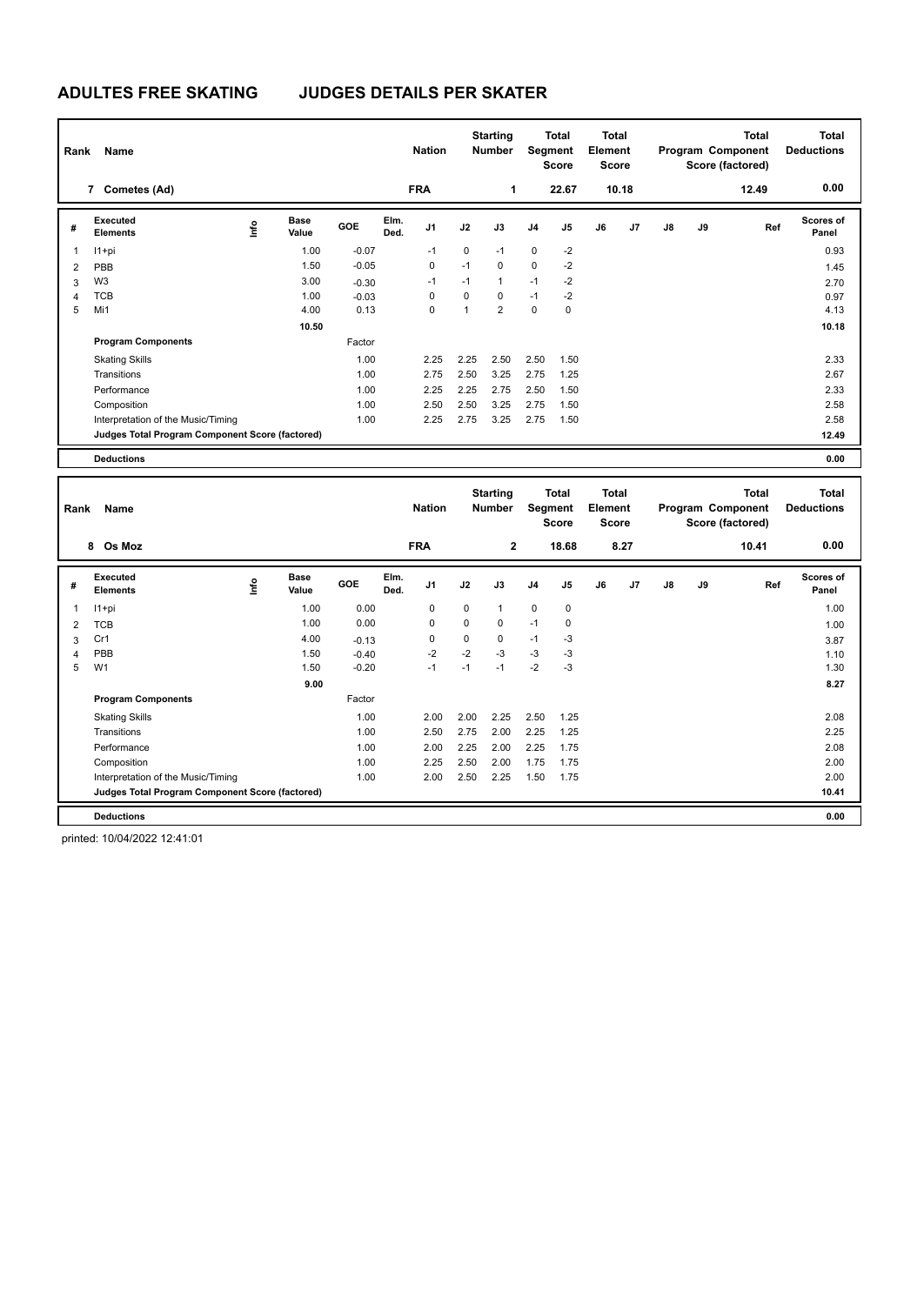## ADULTES FREE SKATING JUDGES DETAILS PER SKATER

| Rank | Name | Nation | Starting Number | Total Segment Score | Total Element Score | Total Program Component Score (factored) | Total Deductions |
|---|---|---|---|---|---|---|---|
| 7 | Cometes (Ad) | FRA | 1 | 22.67 | 10.18 | 12.49 | 0.00 |

| # | Executed Elements | Info | Base Value | GOE | Elm. Ded. | J1 | J2 | J3 | J4 | J5 | J6 | J7 | J8 | J9 | Ref | Scores of Panel |
|---|---|---|---|---|---|---|---|---|---|---|---|---|---|---|---|---|
| 1 | I1+pi | | 1.00 | -0.07 | | -1 | 0 | -1 | 0 | -2 | | | | | | 0.93 |
| 2 | PBB | | 1.50 | -0.05 | | 0 | -1 | 0 | 0 | -2 | | | | | | 1.45 |
| 3 | W3 | | 3.00 | -0.30 | | -1 | -1 | 1 | -1 | -2 | | | | | | 2.70 |
| 4 | TCB | | 1.00 | -0.03 | | 0 | 0 | 0 | -1 | -2 | | | | | | 0.97 |
| 5 | Mi1 | | 4.00 | 0.13 | | 0 | 1 | 2 | 0 | 0 | | | | | | 4.13 |
| | | | 10.50 | | | | | | | | | | | | | 10.18 |
| | **Program Components** | | | Factor | | | | | | | | | | | | |
| | Skating Skills | | | 1.00 | | 2.25 | 2.25 | 2.50 | 2.50 | 1.50 | | | | | | 2.33 |
| | Transitions | | | 1.00 | | 2.75 | 2.50 | 3.25 | 2.75 | 1.25 | | | | | | 2.67 |
| | Performance | | | 1.00 | | 2.25 | 2.25 | 2.75 | 2.50 | 1.50 | | | | | | 2.33 |
| | Composition | | | 1.00 | | 2.50 | 2.50 | 3.25 | 2.75 | 1.50 | | | | | | 2.58 |
| | Interpretation of the Music/Timing | | | 1.00 | | 2.25 | 2.75 | 3.25 | 2.75 | 1.50 | | | | | | 2.58 |
| | **Judges Total Program Component Score (factored)** | | | | | | | | | | | | | | | 12.49 |
| | **Deductions** | | | | | | | | | | | | | | | 0.00 |

| Rank | Name | Nation | Starting Number | Total Segment Score | Total Element Score | Total Program Component Score (factored) | Total Deductions |
|---|---|---|---|---|---|---|---|
| 8 | Os Moz | FRA | 2 | 18.68 | 8.27 | 10.41 | 0.00 |

| # | Executed Elements | Info | Base Value | GOE | Elm. Ded. | J1 | J2 | J3 | J4 | J5 | J6 | J7 | J8 | J9 | Ref | Scores of Panel |
|---|---|---|---|---|---|---|---|---|---|---|---|---|---|---|---|---|
| 1 | I1+pi | | 1.00 | 0.00 | | 0 | 0 | 1 | 0 | 0 | | | | | | 1.00 |
| 2 | TCB | | 1.00 | 0.00 | | 0 | 0 | 0 | -1 | 0 | | | | | | 1.00 |
| 3 | Cr1 | | 4.00 | -0.13 | | 0 | 0 | 0 | -1 | -3 | | | | | | 3.87 |
| 4 | PBB | | 1.50 | -0.40 | | -2 | -2 | -3 | -3 | -3 | | | | | | 1.10 |
| 5 | W1 | | 1.50 | -0.20 | | -1 | -1 | -1 | -2 | -3 | | | | | | 1.30 |
| | | | 9.00 | | | | | | | | | | | | | 8.27 |
| | **Program Components** | | | Factor | | | | | | | | | | | | |
| | Skating Skills | | | 1.00 | | 2.00 | 2.00 | 2.25 | 2.50 | 1.25 | | | | | | 2.08 |
| | Transitions | | | 1.00 | | 2.50 | 2.75 | 2.00 | 2.25 | 1.25 | | | | | | 2.25 |
| | Performance | | | 1.00 | | 2.00 | 2.25 | 2.00 | 2.25 | 1.75 | | | | | | 2.08 |
| | Composition | | | 1.00 | | 2.25 | 2.50 | 2.00 | 1.75 | 1.75 | | | | | | 2.00 |
| | Interpretation of the Music/Timing | | | 1.00 | | 2.00 | 2.50 | 2.25 | 1.50 | 1.75 | | | | | | 2.00 |
| | **Judges Total Program Component Score (factored)** | | | | | | | | | | | | | | | 10.41 |
| | **Deductions** | | | | | | | | | | | | | | | 0.00 |

printed: 10/04/2022 12:41:01